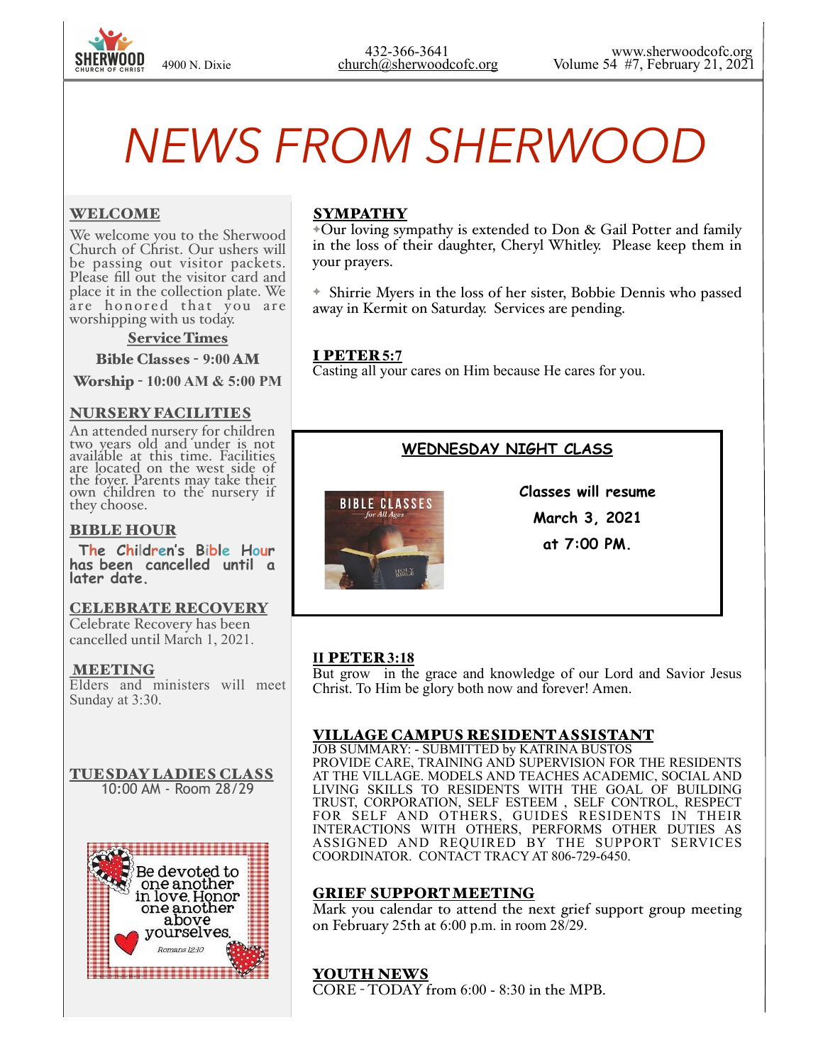SHERWOOD CHURCH OF CHRIST 4900 N. Dixie

432-366-3641
church@sherwoodcofc.org

www.sherwoodcofc.org
Volume 54 #7, February 21, 2021

# NEWS FROM SHERWOOD

## WELCOME

We welcome you to the Sherwood Church of Christ. Our ushers will be passing out visitor packets. Please fill out the visitor card and place it in the collection plate. We are honored that you are worshipping with us today.

**Service Times**

**Bible Classes - 9:00 AM**

**Worship - 10:00 AM & 5:00 PM**

## NURSERY FACILITIES

An attended nursery for children two years old and under is not available at this time. Facilities are located on the west side of the foyer. Parents may take their own children to the nursery if they choose.

## BIBLE HOUR

**The Children's Bible Hour has been cancelled until a later date.**

## CELEBRATE RECOVERY

Celebrate Recovery has been cancelled until March 1, 2021.

## MEETING

Elders and ministers will meet Sunday at 3:30.

## TUESDAY LADIES CLASS

10:00 AM - Room 28/29

Be devoted to one another in love. Honor one another above yourselves.
*Romans 12:10*

## SYMPATHY

✦Our loving sympathy is extended to Don & Gail Potter and family in the loss of their daughter, Cheryl Whitley. Please keep them in your prayers.

✦ Shirrie Myers in the loss of her sister, Bobbie Dennis who passed away in Kermit on Saturday. Services are pending.

## I PETER 5:7

Casting all your cares on Him because He cares for you.

## WEDNESDAY NIGHT CLASS

BIBLE CLASSES *for All Ages*

**Classes will resume**

**March 3, 2021**

**at 7:00 PM.**

## II PETER 3:18

But grow in the grace and knowledge of our Lord and Savior Jesus Christ. To Him be glory both now and forever! Amen.

## VILLAGE CAMPUS RESIDENT ASSISTANT

JOB SUMMARY: - SUBMITTED by KATRINA BUSTOS
PROVIDE CARE, TRAINING AND SUPERVISION FOR THE RESIDENTS AT THE VILLAGE. MODELS AND TEACHES ACADEMIC, SOCIAL AND LIVING SKILLS TO RESIDENTS WITH THE GOAL OF BUILDING TRUST, CORPORATION, SELF ESTEEM , SELF CONTROL, RESPECT FOR SELF AND OTHERS, GUIDES RESIDENTS IN THEIR INTERACTIONS WITH OTHERS, PERFORMS OTHER DUTIES AS ASSIGNED AND REQUIRED BY THE SUPPORT SERVICES COORDINATOR. CONTACT TRACY AT 806-729-6450.

## GRIEF SUPPORT MEETING

Mark you calendar to attend the next grief support group meeting on February 25th at 6:00 p.m. in room 28/29.

## YOUTH NEWS

CORE - TODAY from 6:00 - 8:30 in the MPB.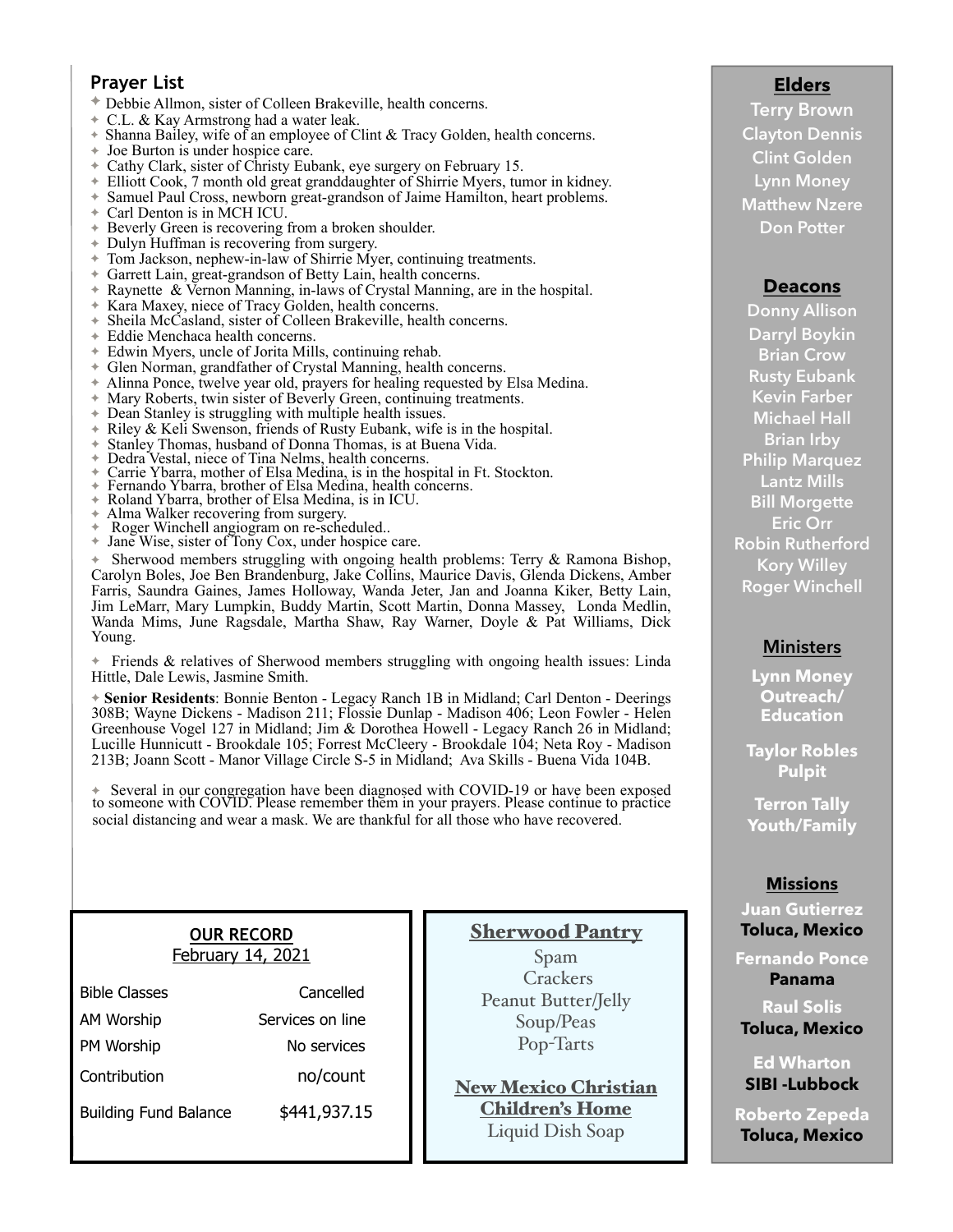## Prayer List

- Debbie Allmon, sister of Colleen Brakeville, health concerns.
- C.L. & Kay Armstrong had a water leak.
- Shanna Bailey, wife of an employee of Clint & Tracy Golden, health concerns.
- Joe Burton is under hospice care.
- Cathy Clark, sister of Christy Eubank, eye surgery on February 15.
- Elliott Cook, 7 month old great granddaughter of Shirrie Myers, tumor in kidney.
- Samuel Paul Cross, newborn great-grandson of Jaime Hamilton, heart problems.
- Carl Denton is in MCH ICU.
- Beverly Green is recovering from a broken shoulder.
- Dulyn Huffman is recovering from surgery.
- Tom Jackson, nephew-in-law of Shirrie Myer, continuing treatments.
- Garrett Lain, great-grandson of Betty Lain, health concerns.
- Raynette & Vernon Manning, in-laws of Crystal Manning, are in the hospital.
- Kara Maxey, niece of Tracy Golden, health concerns.
- Sheila McCasland, sister of Colleen Brakeville, health concerns.
- Eddie Menchaca health concerns.
- Edwin Myers, uncle of Jorita Mills, continuing rehab.
- Glen Norman, grandfather of Crystal Manning, health concerns.
- Alinna Ponce, twelve year old, prayers for healing requested by Elsa Medina.
- Mary Roberts, twin sister of Beverly Green, continuing treatments.
- Dean Stanley is struggling with multiple health issues.
- Riley & Keli Swenson, friends of Rusty Eubank, wife is in the hospital.
- Stanley Thomas, husband of Donna Thomas, is at Buena Vida.
- Dedra Vestal, niece of Tina Nelms, health concerns.
- Carrie Ybarra, mother of Elsa Medina, is in the hospital in Ft. Stockton.
- Fernando Ybarra, brother of Elsa Medina, health concerns.
- Roland Ybarra, brother of Elsa Medina, is in ICU.
- Alma Walker recovering from surgery.
- Roger Winchell angiogram on re-scheduled..
- Jane Wise, sister of Tony Cox, under hospice care.

Sherwood members struggling with ongoing health problems: Terry & Ramona Bishop, Carolyn Boles, Joe Ben Brandenburg, Jake Collins, Maurice Davis, Glenda Dickens, Amber Farris, Saundra Gaines, James Holloway, Wanda Jeter, Jan and Joanna Kiker, Betty Lain, Jim LeMarr, Mary Lumpkin, Buddy Martin, Scott Martin, Donna Massey, Londa Medlin, Wanda Mims, June Ragsdale, Martha Shaw, Ray Warner, Doyle & Pat Williams, Dick Young.

Friends & relatives of Sherwood members struggling with ongoing health issues: Linda Hittle, Dale Lewis, Jasmine Smith.

**Senior Residents**: Bonnie Benton - Legacy Ranch 1B in Midland; Carl Denton - Deerings 308B; Wayne Dickens - Madison 211; Flossie Dunlap - Madison 406; Leon Fowler - Helen Greenhouse Vogel 127 in Midland; Jim & Dorothea Howell - Legacy Ranch 26 in Midland; Lucille Hunnicutt - Brookdale 105; Forrest McCleery - Brookdale 104; Neta Roy - Madison 213B; Joann Scott - Manor Village Circle S-5 in Midland; Ava Skills - Buena Vida 104B.

Several in our congregation have been diagnosed with COVID-19 or have been exposed to someone with COVID. Please remember them in your prayers. Please continue to practice social distancing and wear a mask. We are thankful for all those who have recovered.

### OUR RECORD
February 14, 2021

| | |
|---|---|
| Bible Classes | Cancelled |
| AM Worship | Services on line |
| PM Worship | No services |
| Contribution | no/count |
| Building Fund Balance | $441,937.15 |

### Sherwood Pantry

Spam
Crackers
Peanut Butter/Jelly
Soup/Peas
Pop-Tarts

### New Mexico Christian Children's Home

Liquid Dish Soap

### Elders

Terry Brown
Clayton Dennis
Clint Golden
Lynn Money
Matthew Nzere
Don Potter

### Deacons

Donny Allison
Darryl Boykin
Brian Crow
Rusty Eubank
Kevin Farber
Michael Hall
Brian Irby
Philip Marquez
Lantz Mills
Bill Morgette
Eric Orr
Robin Rutherford
Kory Willey
Roger Winchell

### Ministers

Lynn Money
Outreach/Education

Taylor Robles
Pulpit

Terron Tally
Youth/Family

### Missions

Juan Gutierrez
**Toluca, Mexico**

Fernando Ponce
**Panama**

Raul Solis
**Toluca, Mexico**

Ed Wharton
**SIBI -Lubbock**

Roberto Zepeda
**Toluca, Mexico**